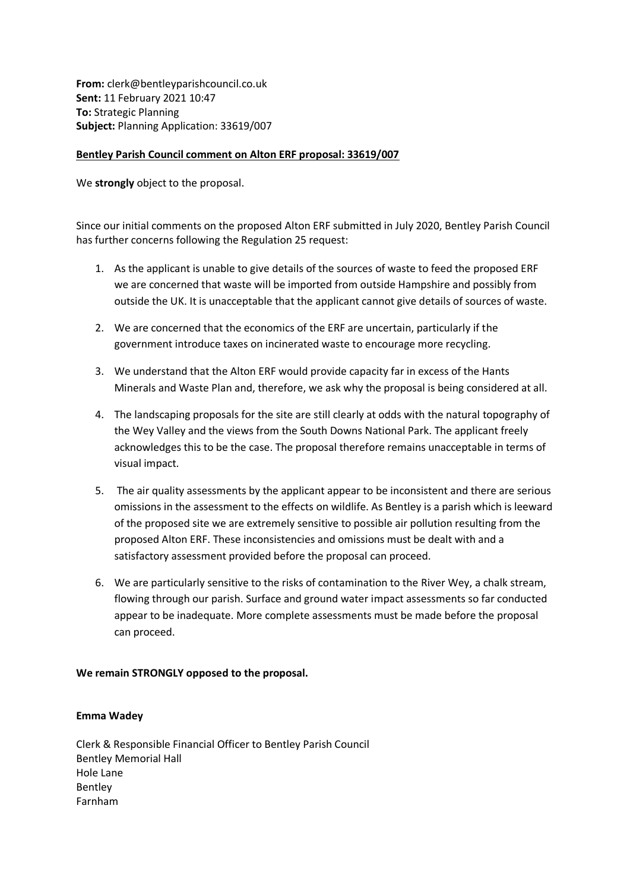**From:** clerk@bentleyparishcouncil.co.uk
**Sent:** 11 February 2021 10:47
**To:** Strategic Planning
**Subject:** Planning Application: 33619/007

**Bentley Parish Council comment on Alton ERF proposal: 33619/007**

We **strongly** object to the proposal.

Since our initial comments on the proposed Alton ERF submitted in July 2020, Bentley Parish Council has further concerns following the Regulation 25 request:

1. As the applicant is unable to give details of the sources of waste to feed the proposed ERF we are concerned that waste will be imported from outside Hampshire and possibly from outside the UK. It is unacceptable that the applicant cannot give details of sources of waste.
2. We are concerned that the economics of the ERF are uncertain, particularly if the government introduce taxes on incinerated waste to encourage more recycling.
3. We understand that the Alton ERF would provide capacity far in excess of the Hants Minerals and Waste Plan and, therefore, we ask why the proposal is being considered at all.
4. The landscaping proposals for the site are still clearly at odds with the natural topography of the Wey Valley and the views from the South Downs National Park. The applicant freely acknowledges this to be the case. The proposal therefore remains unacceptable in terms of visual impact.
5. The air quality assessments by the applicant appear to be inconsistent and there are serious omissions in the assessment to the effects on wildlife. As Bentley is a parish which is leeward of the proposed site we are extremely sensitive to possible air pollution resulting from the proposed Alton ERF. These inconsistencies and omissions must be dealt with and a satisfactory assessment provided before the proposal can proceed.
6. We are particularly sensitive to the risks of contamination to the River Wey, a chalk stream, flowing through our parish. Surface and ground water impact assessments so far conducted appear to be inadequate. More complete assessments must be made before the proposal can proceed.

**We remain STRONGLY opposed to the proposal.**

**Emma Wadey**

Clerk & Responsible Financial Officer to Bentley Parish Council
Bentley Memorial Hall
Hole Lane
Bentley
Farnham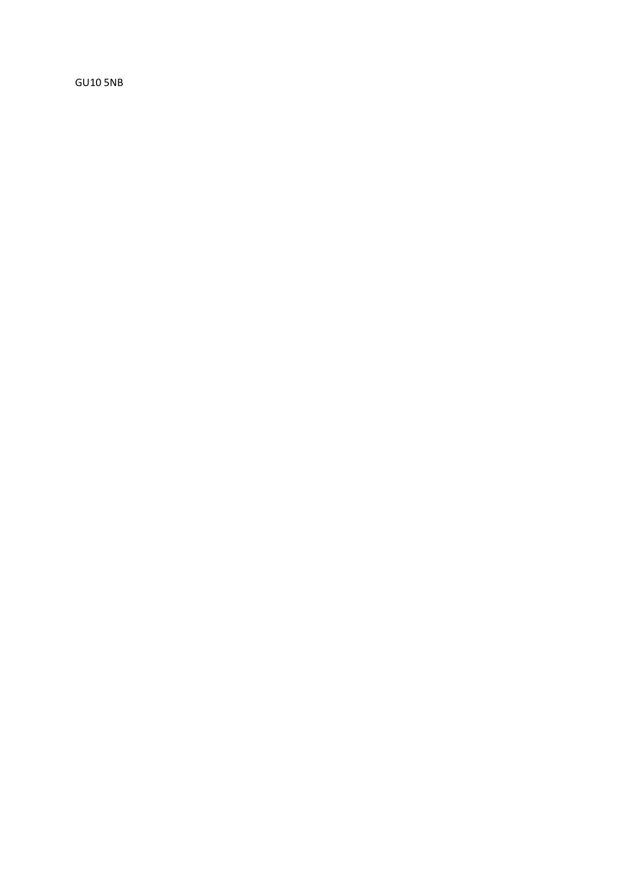GU10 5NB